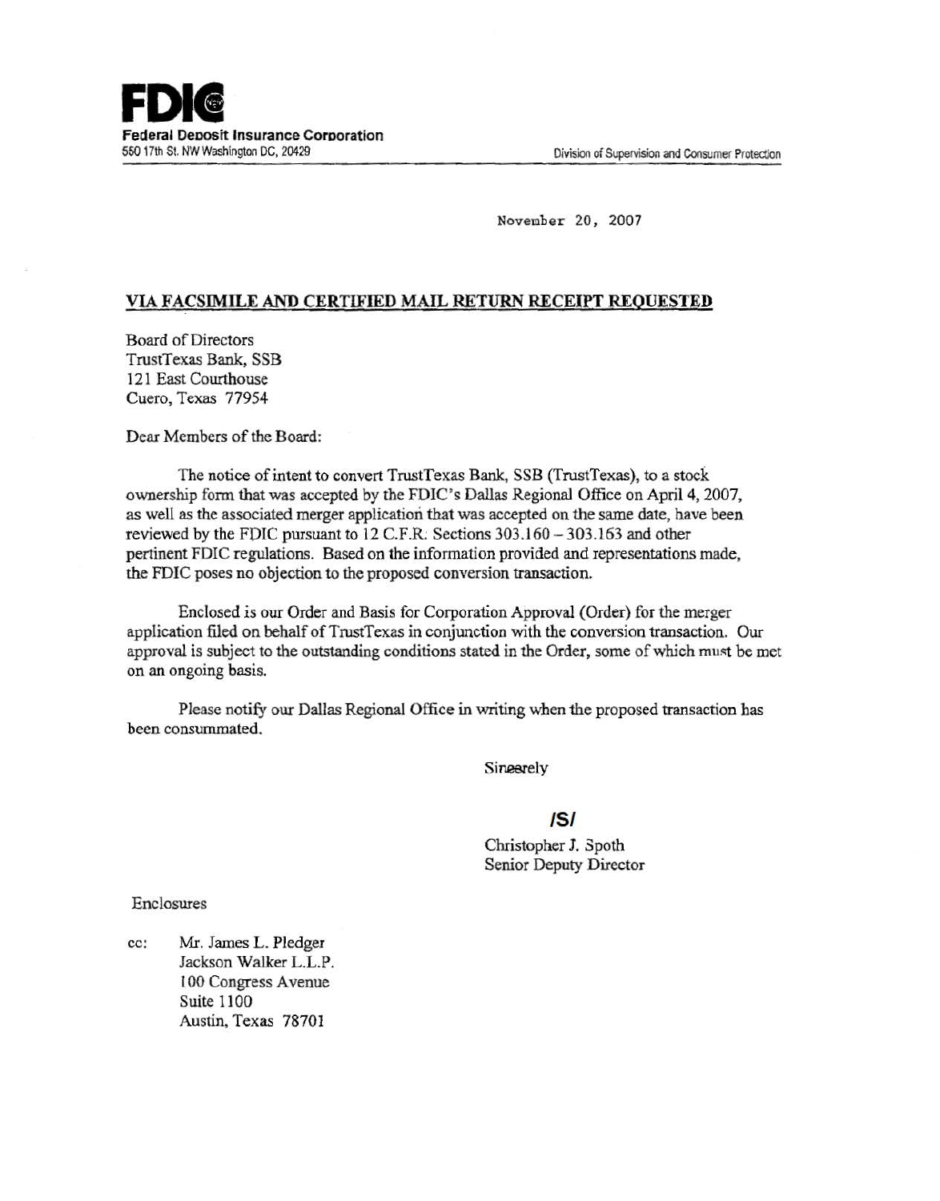**FDIC**

**Federal Deposit Insurance Corporation**
550 17th St. NW Washington DC, 20429

Division of Supervision and Consumer Protection

November 20, 2007

**VIA FACSIMILE AND CERTIFIED MAIL RETURN RECEIPT REQUESTED**

Board of Directors
TrustTexas Bank, SSB
121 East Courthouse
Cuero, Texas 77954

Dear Members of the Board:

The notice of intent to convert TrustTexas Bank, SSB (TrustTexas), to a stock ownership form that was accepted by the FDIC's Dallas Regional Office on April 4, 2007, as well as the associated merger application that was accepted on the same date, have been reviewed by the FDIC pursuant to 12 C.F.R. Sections 303.160 – 303.163 and other pertinent FDIC regulations. Based on the information provided and representations made, the FDIC poses no objection to the proposed conversion transaction.

Enclosed is our Order and Basis for Corporation Approval (Order) for the merger application filed on behalf of TrustTexas in conjunction with the conversion transaction. Our approval is subject to the outstanding conditions stated in the Order, some of which must be met on an ongoing basis.

Please notify our Dallas Regional Office in writing when the proposed transaction has been consummated.

Sincerely

/S/

Christopher J. Spoth
Senior Deputy Director

Enclosures

cc: Mr. James L. Pledger
Jackson Walker L.L.P.
100 Congress Avenue
Suite 1100
Austin, Texas 78701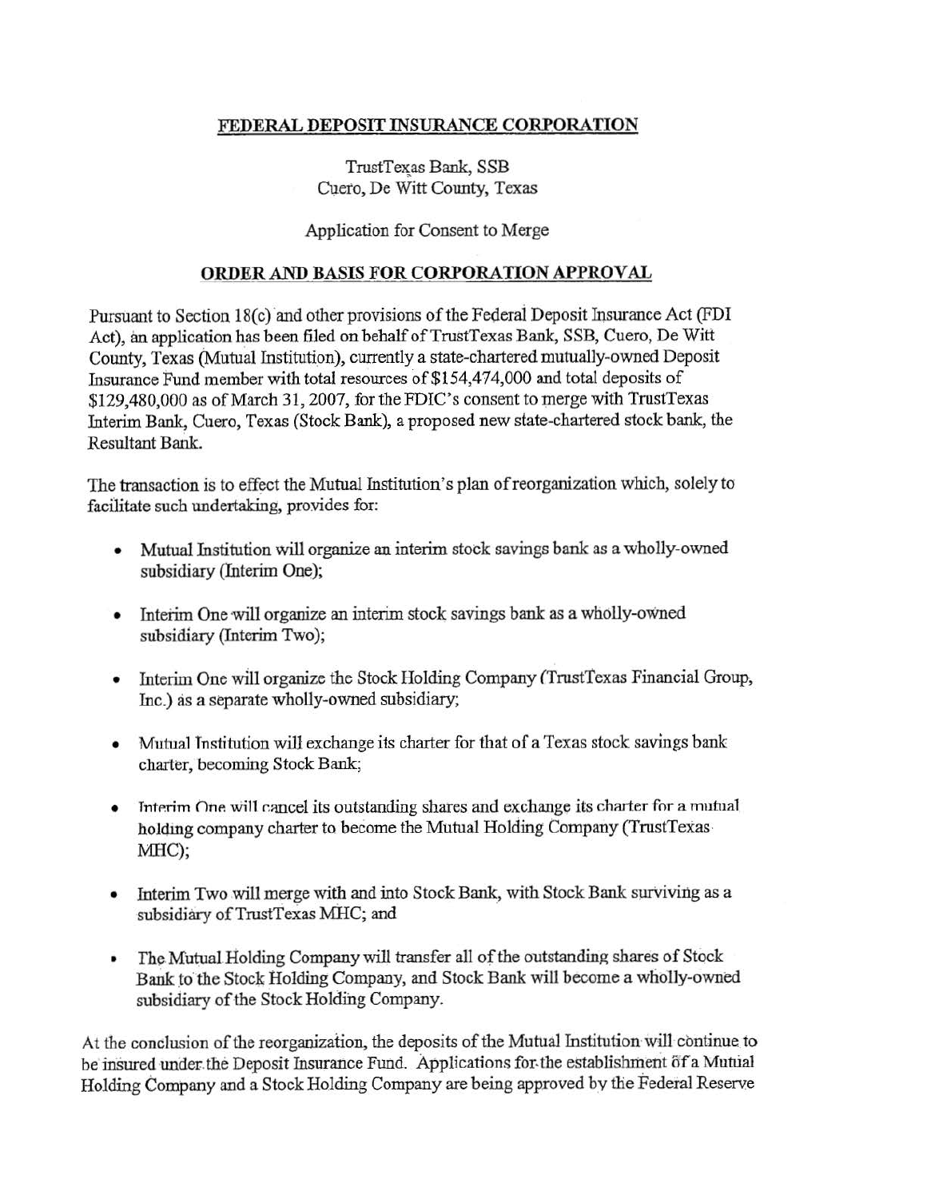**FEDERAL DEPOSIT INSURANCE CORPORATION**

TrustTexas Bank, SSB
Cuero, De Witt County, Texas

Application for Consent to Merge

**ORDER AND BASIS FOR CORPORATION APPROVAL**

Pursuant to Section 18(c) and other provisions of the Federal Deposit Insurance Act (FDI Act), an application has been filed on behalf of TrustTexas Bank, SSB, Cuero, De Witt County, Texas (Mutual Institution), currently a state-chartered mutually-owned Deposit Insurance Fund member with total resources of $154,474,000 and total deposits of $129,480,000 as of March 31, 2007, for the FDIC's consent to merge with TrustTexas Interim Bank, Cuero, Texas (Stock Bank), a proposed new state-chartered stock bank, the Resultant Bank.

The transaction is to effect the Mutual Institution's plan of reorganization which, solely to facilitate such undertaking, provides for:

- Mutual Institution will organize an interim stock savings bank as a wholly-owned subsidiary (Interim One);
- Interim One will organize an interim stock savings bank as a wholly-owned subsidiary (Interim Two);
- Interim One will organize the Stock Holding Company (TrustTexas Financial Group, Inc.) as a separate wholly-owned subsidiary;
- Mutual Institution will exchange its charter for that of a Texas stock savings bank charter, becoming Stock Bank;
- Interim One will cancel its outstanding shares and exchange its charter for a mutual holding company charter to become the Mutual Holding Company (TrustTexas MHC);
- Interim Two will merge with and into Stock Bank, with Stock Bank surviving as a subsidiary of TrustTexas MHC; and
- The Mutual Holding Company will transfer all of the outstanding shares of Stock Bank to the Stock Holding Company, and Stock Bank will become a wholly-owned subsidiary of the Stock Holding Company.

At the conclusion of the reorganization, the deposits of the Mutual Institution will continue to be insured under the Deposit Insurance Fund. Applications for the establishment of a Mutual Holding Company and a Stock Holding Company are being approved by the Federal Reserve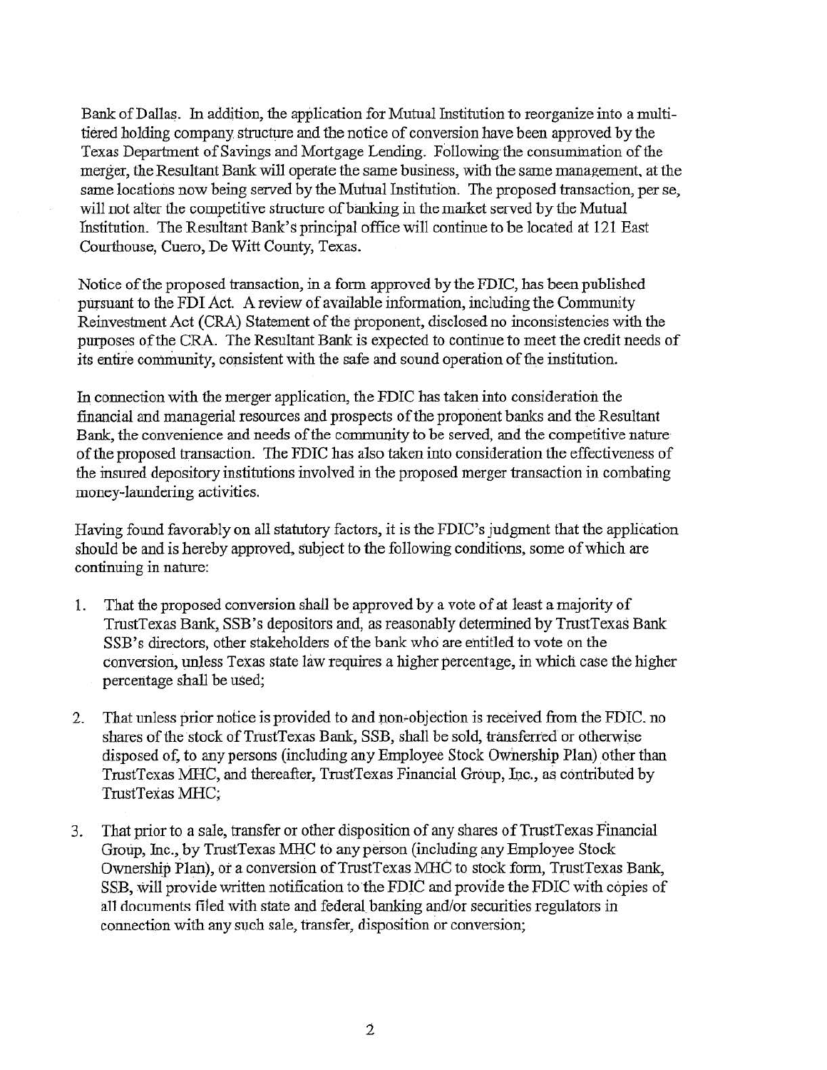Bank of Dallas. In addition, the application for Mutual Institution to reorganize into a multi-tiered holding company structure and the notice of conversion have been approved by the Texas Department of Savings and Mortgage Lending. Following the consummation of the merger, the Resultant Bank will operate the same business, with the same management, at the same locations now being served by the Mutual Institution. The proposed transaction, per se, will not alter the competitive structure of banking in the market served by the Mutual Institution. The Resultant Bank's principal office will continue to be located at 121 East Courthouse, Cuero, De Witt County, Texas.

Notice of the proposed transaction, in a form approved by the FDIC, has been published pursuant to the FDI Act. A review of available information, including the Community Reinvestment Act (CRA) Statement of the proponent, disclosed no inconsistencies with the purposes of the CRA. The Resultant Bank is expected to continue to meet the credit needs of its entire community, consistent with the safe and sound operation of the institution.

In connection with the merger application, the FDIC has taken into consideration the financial and managerial resources and prospects of the proponent banks and the Resultant Bank, the convenience and needs of the community to be served, and the competitive nature of the proposed transaction. The FDIC has also taken into consideration the effectiveness of the insured depository institutions involved in the proposed merger transaction in combating money-laundering activities.

Having found favorably on all statutory factors, it is the FDIC's judgment that the application should be and is hereby approved, subject to the following conditions, some of which are continuing in nature:

1. That the proposed conversion shall be approved by a vote of at least a majority of TrustTexas Bank, SSB's depositors and, as reasonably determined by TrustTexas Bank SSB's directors, other stakeholders of the bank who are entitled to vote on the conversion, unless Texas state law requires a higher percentage, in which case the higher percentage shall be used;

2. That unless prior notice is provided to and non-objection is received from the FDIC, no shares of the stock of TrustTexas Bank, SSB, shall be sold, transferred or otherwise disposed of, to any persons (including any Employee Stock Ownership Plan) other than TrustTexas MHC, and thereafter, TrustTexas Financial Group, Inc., as contributed by TrustTexas MHC;

3. That prior to a sale, transfer or other disposition of any shares of TrustTexas Financial Group, Inc., by TrustTexas MHC to any person (including any Employee Stock Ownership Plan), or a conversion of TrustTexas MHC to stock form, TrustTexas Bank, SSB, will provide written notification to the FDIC and provide the FDIC with copies of all documents filed with state and federal banking and/or securities regulators in connection with any such sale, transfer, disposition or conversion;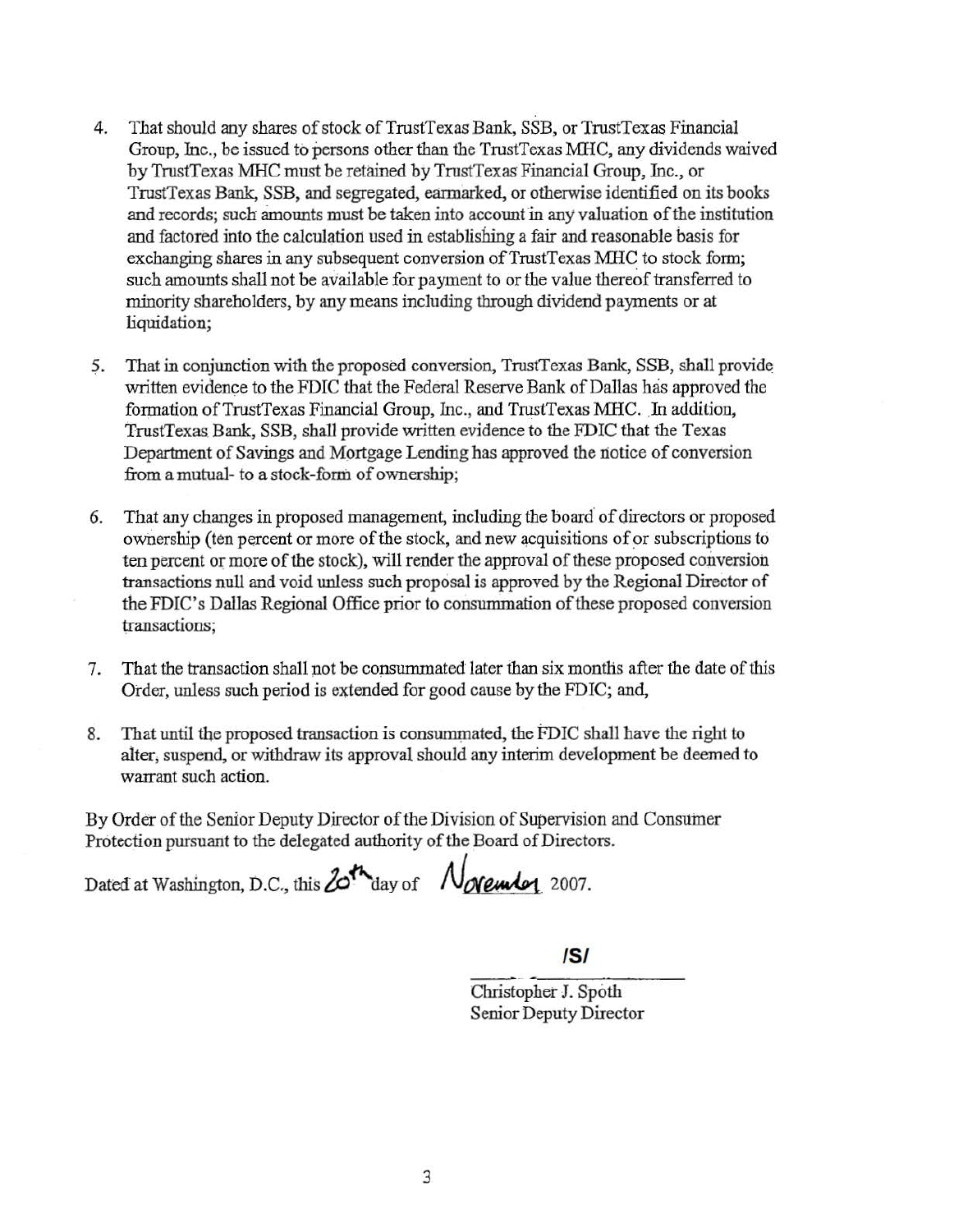4. That should any shares of stock of TrustTexas Bank, SSB, or TrustTexas Financial Group, Inc., be issued to persons other than the TrustTexas MHC, any dividends waived by TrustTexas MHC must be retained by TrustTexas Financial Group, Inc., or TrustTexas Bank, SSB, and segregated, earmarked, or otherwise identified on its books and records; such amounts must be taken into account in any valuation of the institution and factored into the calculation used in establishing a fair and reasonable basis for exchanging shares in any subsequent conversion of TrustTexas MHC to stock form; such amounts shall not be available for payment to or the value thereof transferred to minority shareholders, by any means including through dividend payments or at liquidation;

5. That in conjunction with the proposed conversion, TrustTexas Bank, SSB, shall provide written evidence to the FDIC that the Federal Reserve Bank of Dallas has approved the formation of TrustTexas Financial Group, Inc., and TrustTexas MHC. In addition, TrustTexas Bank, SSB, shall provide written evidence to the FDIC that the Texas Department of Savings and Mortgage Lending has approved the notice of conversion from a mutual- to a stock-form of ownership;

6. That any changes in proposed management, including the board of directors or proposed ownership (ten percent or more of the stock, and new acquisitions of or subscriptions to ten percent or more of the stock), will render the approval of these proposed conversion transactions null and void unless such proposal is approved by the Regional Director of the FDIC's Dallas Regional Office prior to consummation of these proposed conversion transactions;

7. That the transaction shall not be consummated later than six months after the date of this Order, unless such period is extended for good cause by the FDIC; and,

8. That until the proposed transaction is consummated, the FDIC shall have the right to alter, suspend, or withdraw its approval should any interim development be deemed to warrant such action.

By Order of the Senior Deputy Director of the Division of Supervision and Consumer Protection pursuant to the delegated authority of the Board of Directors.

Dated at Washington, D.C., this 20th day of November 2007.

/S/

Christopher J. Spoth
Senior Deputy Director